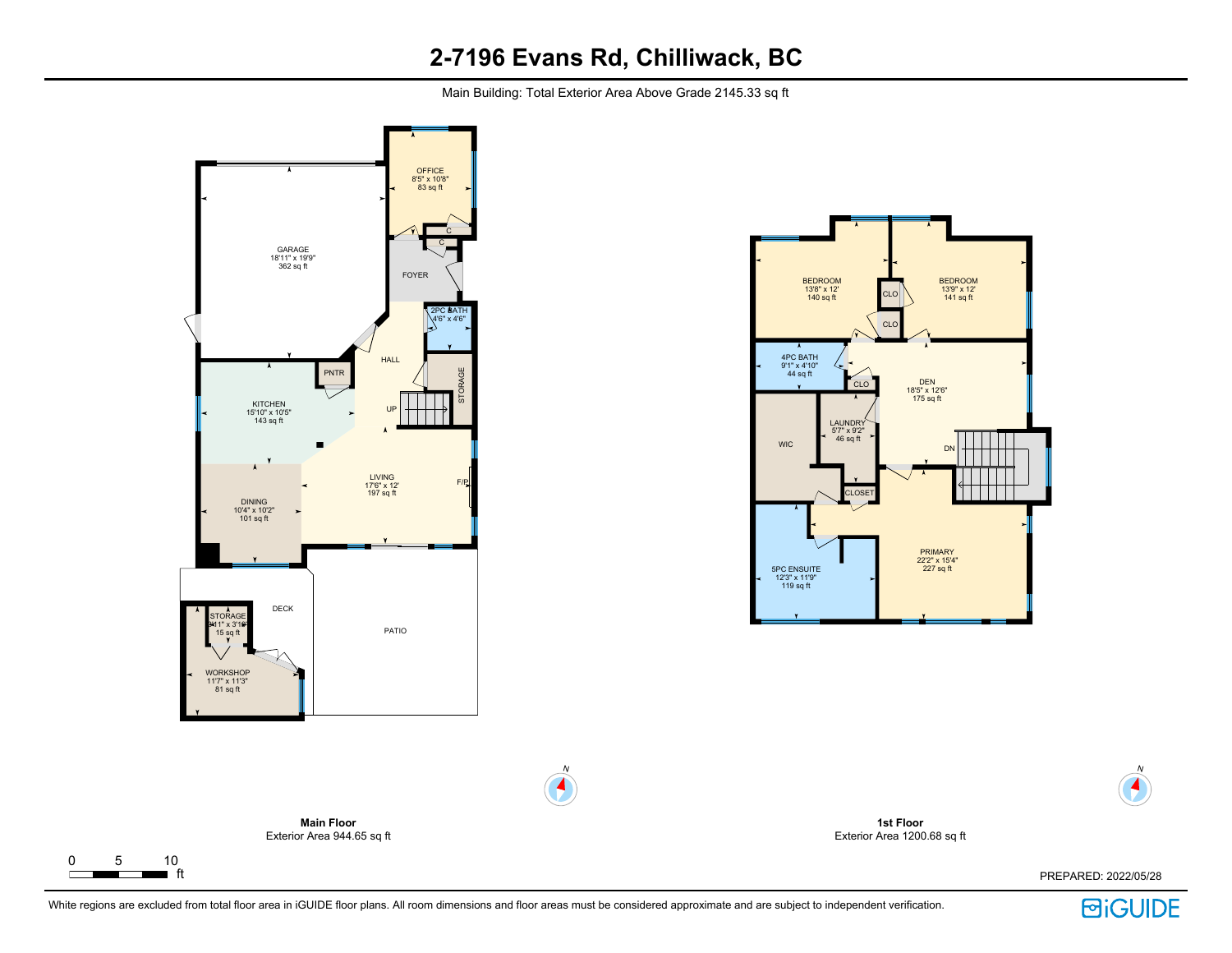# 2-7196 Evans Rd, Chilliwack, BC

Main Building: Total Exterior Area Above Grade 2145.33 sq ft

OFFICE
8'5" x 10'8"
83 sq ft

GARAGE
18'11" x 19'9"
362 sq ft

FOYER

2PC BATH
4'6" x 4'6"

HALL

PNTR

KITCHEN
15'10" x 10'5"
143 sq ft

STORAGE

UP

LIVING
17'6" x 12'
197 sq ft

F/P

DINING
10'4" x 10'2"
101 sq ft

DECK

PATIO

STORAGE
4'11" x 3'10"
15 sq ft

WORKSHOP
11'7" x 11'3"
81 sq ft

BEDROOM
13'8" x 12'
140 sq ft

BEDROOM
13'9" x 12'
141 sq ft

CLO

CLO

4PC BATH
9'1" x 4'10"
44 sq ft

CLO

DEN
18'5" x 12'6"
175 sq ft

WIC

LAUNDRY
5'7" x 9'2"
46 sq ft

DN

CLOSET

5PC ENSUITE
12'3" x 11'9"
119 sq ft

PRIMARY
22'2" x 15'4"
227 sq ft

**Main Floor**
Exterior Area 944.65 sq ft

**1st Floor**
Exterior Area 1200.68 sq ft

0 5 10 ft

PREPARED: 2022/05/28

White regions are excluded from total floor area in iGUIDE floor plans. All room dimensions and floor areas must be considered approximate and are subject to independent verification.

iGUIDE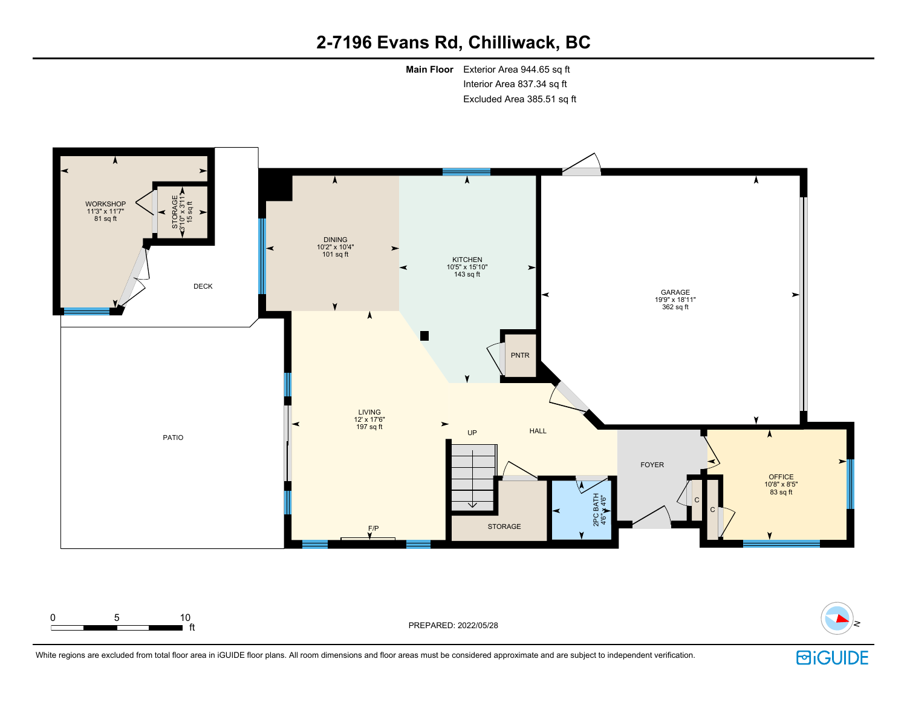# 2-7196 Evans Rd, Chilliwack, BC

**Main Floor** Exterior Area 944.65 sq ft
Interior Area 837.34 sq ft
Excluded Area 385.51 sq ft

WORKSHOP
11'3" x 11'7"
81 sq ft

STORAGE
3'10" x 3'11"
15 sq ft

DECK

DINING
10'2" x 10'4"
101 sq ft

KITCHEN
10'5" x 15'10"
143 sq ft

GARAGE
19'9" x 18'11"
362 sq ft

PNTR

PATIO

LIVING
12' x 17'6"
197 sq ft

UP

HALL

FOYER

OFFICE
10'8" x 8'5"
83 sq ft

C

C

2PC BATH
4'6" x 4'6"

STORAGE

F/P

0 5 10 ft

PREPARED: 2022/05/28

White regions are excluded from total floor area in iGUIDE floor plans. All room dimensions and floor areas must be considered approximate and are subject to independent verification.

iGUIDE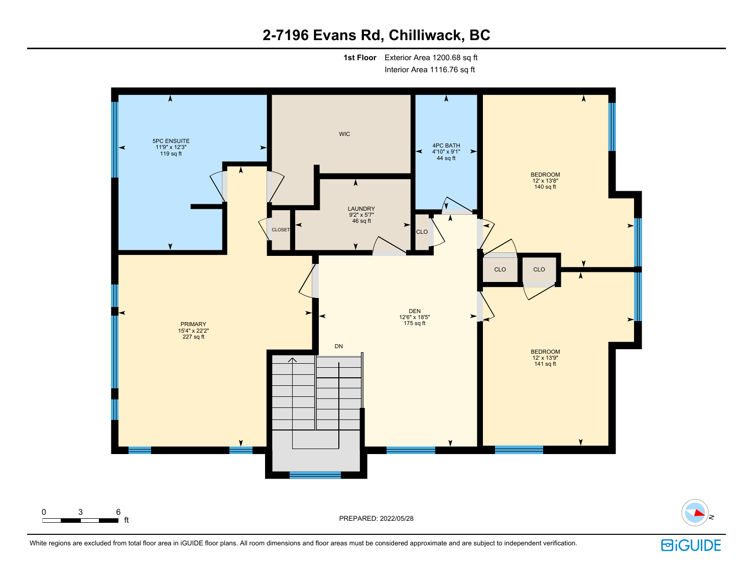# 2-7196 Evans Rd, Chilliwack, BC

**1st Floor** Exterior Area 1200.68 sq ft
Interior Area 1116.76 sq ft

5PC ENSUITE
11'9" x 12'3"
119 sq ft

WIC

4PC BATH
4'10" x 9'1"
44 sq ft

BEDROOM
12' x 13'8"
140 sq ft

LAUNDRY
9'2" x 5'7"
46 sq ft

CLOSET

CLO

CLO

CLO

DEN
12'6" x 18'5"
175 sq ft

PRIMARY
15'4" x 22'2"
227 sq ft

DN

BEDROOM
12' x 13'9"
141 sq ft

0 3 6 ft

PREPARED: 2022/05/28

N

White regions are excluded from total floor area in iGUIDE floor plans. All room dimensions and floor areas must be considered approximate and are subject to independent verification.

iGUIDE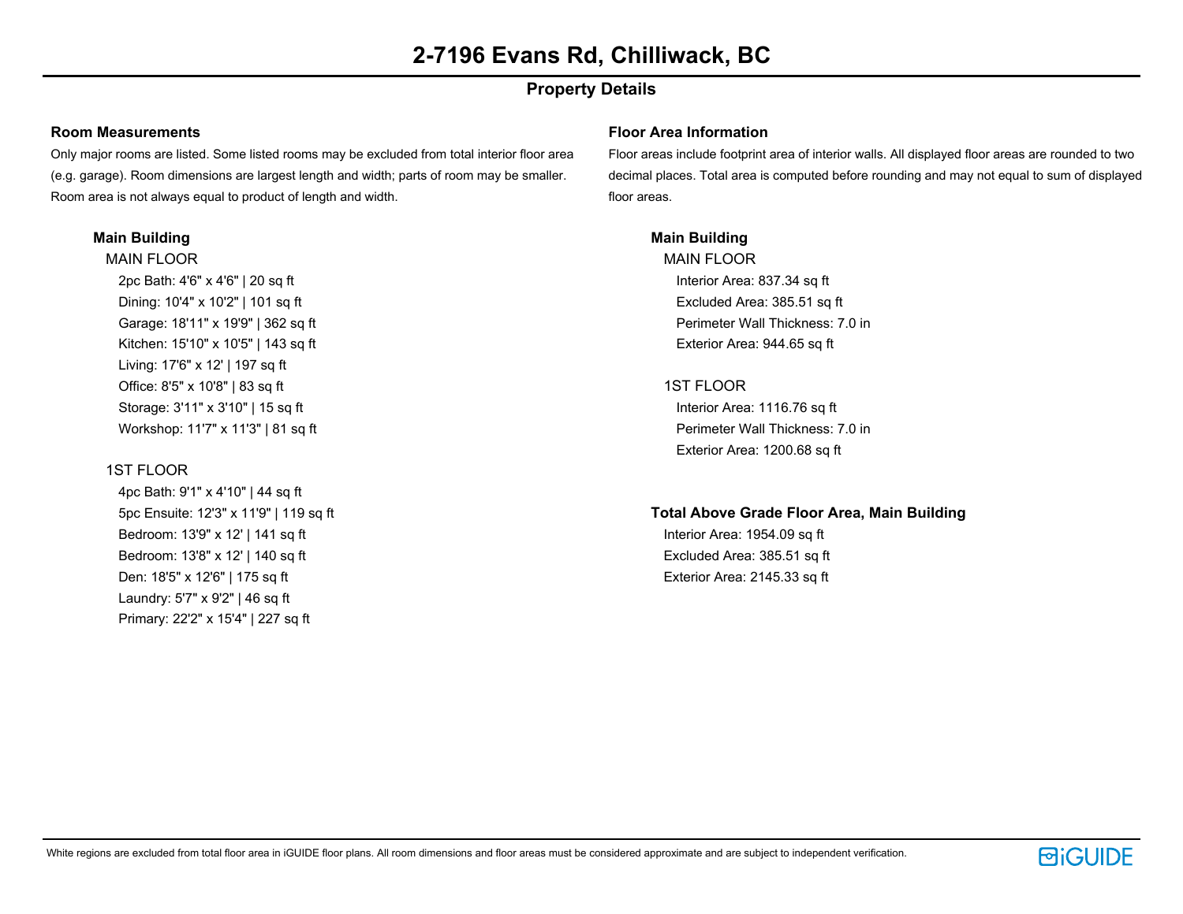# 2-7196 Evans Rd, Chilliwack, BC

## Property Details

### Room Measurements

Only major rooms are listed. Some listed rooms may be excluded from total interior floor area (e.g. garage). Room dimensions are largest length and width; parts of room may be smaller. Room area is not always equal to product of length and width.

**Main Building**

MAIN FLOOR

- 2pc Bath: 4'6" x 4'6" | 20 sq ft
- Dining: 10'4" x 10'2" | 101 sq ft
- Garage: 18'11" x 19'9" | 362 sq ft
- Kitchen: 15'10" x 10'5" | 143 sq ft
- Living: 17'6" x 12' | 197 sq ft
- Office: 8'5" x 10'8" | 83 sq ft
- Storage: 3'11" x 3'10" | 15 sq ft
- Workshop: 11'7" x 11'3" | 81 sq ft

1ST FLOOR

- 4pc Bath: 9'1" x 4'10" | 44 sq ft
- 5pc Ensuite: 12'3" x 11'9" | 119 sq ft
- Bedroom: 13'9" x 12' | 141 sq ft
- Bedroom: 13'8" x 12' | 140 sq ft
- Den: 18'5" x 12'6" | 175 sq ft
- Laundry: 5'7" x 9'2" | 46 sq ft
- Primary: 22'2" x 15'4" | 227 sq ft

### Floor Area Information

Floor areas include footprint area of interior walls. All displayed floor areas are rounded to two decimal places. Total area is computed before rounding and may not equal to sum of displayed floor areas.

**Main Building**

MAIN FLOOR

- Interior Area: 837.34 sq ft
- Excluded Area: 385.51 sq ft
- Perimeter Wall Thickness: 7.0 in
- Exterior Area: 944.65 sq ft

1ST FLOOR

- Interior Area: 1116.76 sq ft
- Perimeter Wall Thickness: 7.0 in
- Exterior Area: 1200.68 sq ft

**Total Above Grade Floor Area, Main Building**

- Interior Area: 1954.09 sq ft
- Excluded Area: 385.51 sq ft
- Exterior Area: 2145.33 sq ft

White regions are excluded from total floor area in iGUIDE floor plans. All room dimensions and floor areas must be considered approximate and are subject to independent verification.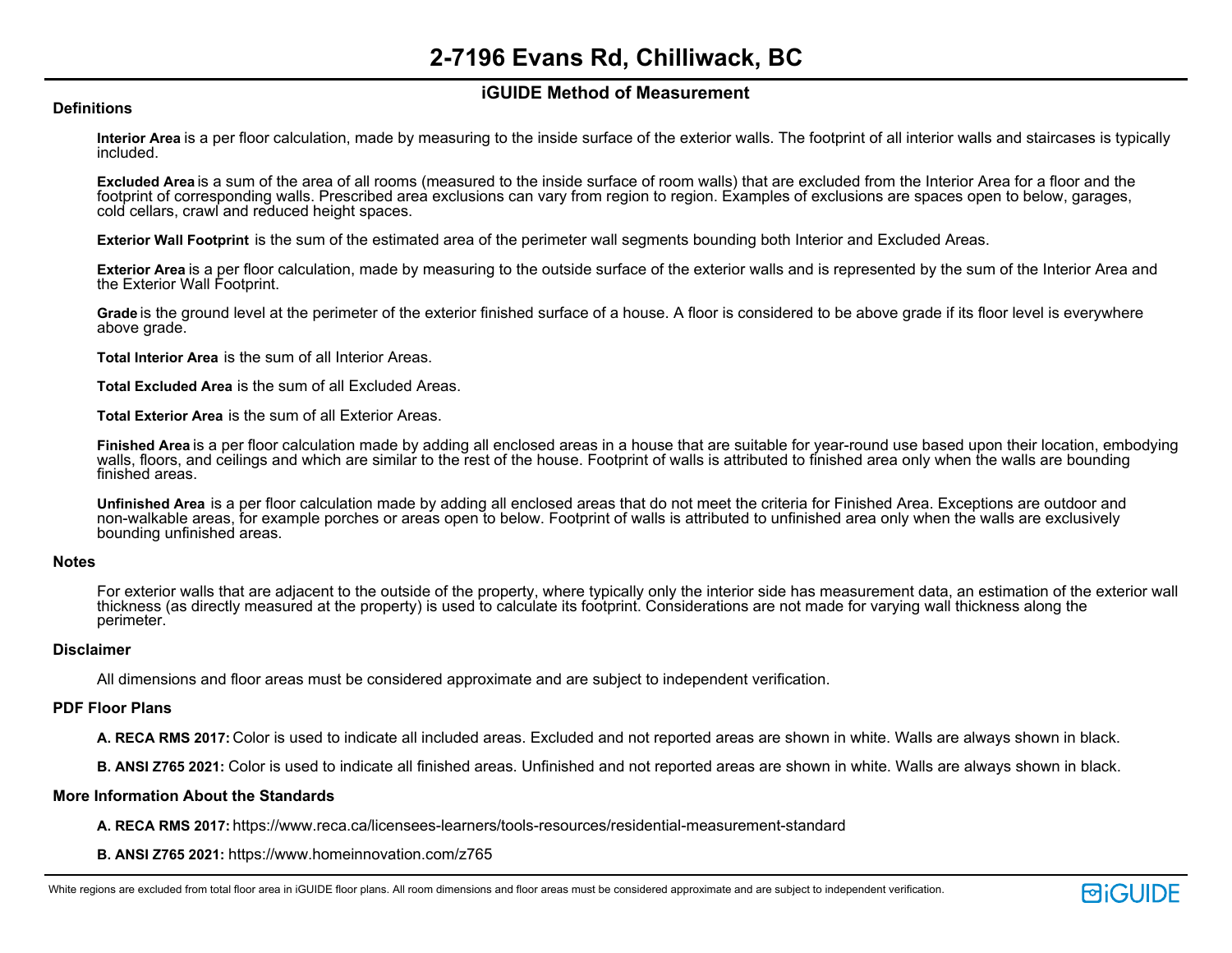# 2-7196 Evans Rd, Chilliwack, BC

## iGUIDE Method of Measurement

### Definitions

**Interior Area** is a per floor calculation, made by measuring to the inside surface of the exterior walls. The footprint of all interior walls and staircases is typically included.

**Excluded Area** is a sum of the area of all rooms (measured to the inside surface of room walls) that are excluded from the Interior Area for a floor and the footprint of corresponding walls. Prescribed area exclusions can vary from region to region. Examples of exclusions are spaces open to below, garages, cold cellars, crawl and reduced height spaces.

**Exterior Wall Footprint** is the sum of the estimated area of the perimeter wall segments bounding both Interior and Excluded Areas.

**Exterior Area** is a per floor calculation, made by measuring to the outside surface of the exterior walls and is represented by the sum of the Interior Area and the Exterior Wall Footprint.

**Grade** is the ground level at the perimeter of the exterior finished surface of a house. A floor is considered to be above grade if its floor level is everywhere above grade.

**Total Interior Area** is the sum of all Interior Areas.

**Total Excluded Area** is the sum of all Excluded Areas.

**Total Exterior Area** is the sum of all Exterior Areas.

**Finished Area** is a per floor calculation made by adding all enclosed areas in a house that are suitable for year-round use based upon their location, embodying walls, floors, and ceilings and which are similar to the rest of the house. Footprint of walls is attributed to finished area only when the walls are bounding finished areas.

**Unfinished Area** is a per floor calculation made by adding all enclosed areas that do not meet the criteria for Finished Area. Exceptions are outdoor and non-walkable areas, for example porches or areas open to below. Footprint of walls is attributed to unfinished area only when the walls are exclusively bounding unfinished areas.

### Notes

For exterior walls that are adjacent to the outside of the property, where typically only the interior side has measurement data, an estimation of the exterior wall thickness (as directly measured at the property) is used to calculate its footprint. Considerations are not made for varying wall thickness along the perimeter.

### Disclaimer

All dimensions and floor areas must be considered approximate and are subject to independent verification.

### PDF Floor Plans

**A. RECA RMS 2017:** Color is used to indicate all included areas. Excluded and not reported areas are shown in white. Walls are always shown in black.

**B. ANSI Z765 2021:** Color is used to indicate all finished areas. Unfinished and not reported areas are shown in white. Walls are always shown in black.

### More Information About the Standards

**A. RECA RMS 2017:** https://www.reca.ca/licensees-learners/tools-resources/residential-measurement-standard

**B. ANSI Z765 2021:** https://www.homeinnovation.com/z765

White regions are excluded from total floor area in iGUIDE floor plans. All room dimensions and floor areas must be considered approximate and are subject to independent verification.